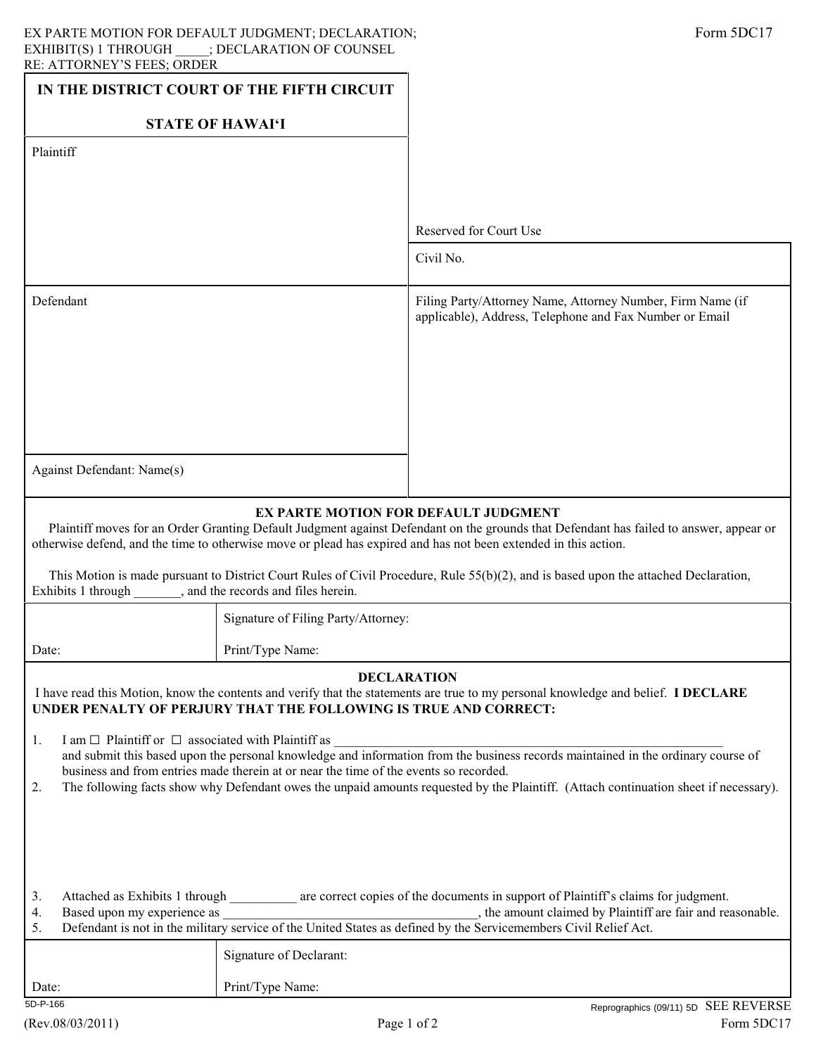EX PARTE MOTION FOR DEFAULT JUDGMENT; DECLARATION; EXHIBIT(S) 1 THROUGH _____; DECLARATION OF COUNSEL RE: ATTORNEY'S FEES; ORDER

Form 5DC17

| IN THE DISTRICT COURT OF THE FIFTH CIRCUIT<br><br>STATE OF HAWAI'I | |
|---|---|
| Plaintiff | Reserved for Court Use |
| | Civil No. |
| Defendant | Filing Party/Attorney Name, Attorney Number, Firm Name (if applicable), Address, Telephone and Fax Number or Email |
| Against Defendant: Name(s) | |

## EX PARTE MOTION FOR DEFAULT JUDGMENT

Plaintiff moves for an Order Granting Default Judgment against Defendant on the grounds that Defendant has failed to answer, appear or otherwise defend, and the time to otherwise move or plead has expired and has not been extended in this action.

This Motion is made pursuant to District Court Rules of Civil Procedure, Rule 55(b)(2), and is based upon the attached Declaration, Exhibits 1 through _______, and the records and files herein.

| | Signature of Filing Party/Attorney: |
|---|---|
| Date: | Print/Type Name: |

## DECLARATION

I have read this Motion, know the contents and verify that the statements are true to my personal knowledge and belief. **I DECLARE UNDER PENALTY OF PERJURY THAT THE FOLLOWING IS TRUE AND CORRECT:**

1. I am ☐ Plaintiff or ☐ associated with Plaintiff as _____________________________________________________________ and submit this based upon the personal knowledge and information from the business records maintained in the ordinary course of business and from entries made therein at or near the time of the events so recorded.
2. The following facts show why Defendant owes the unpaid amounts requested by the Plaintiff. (Attach continuation sheet if necessary).
3. Attached as Exhibits 1 through __________ are correct copies of the documents in support of Plaintiff's claims for judgment.
4. Based upon my experience as _______________________________________, the amount claimed by Plaintiff are fair and reasonable.
5. Defendant is not in the military service of the United States as defined by the Servicemembers Civil Relief Act.

| | Signature of Declarant: |
|---|---|
| Date: | Print/Type Name: |

5D-P-166

(Rev.08/03/2011)

Reprographics (09/11) 5D SEE REVERSE

Form 5DC17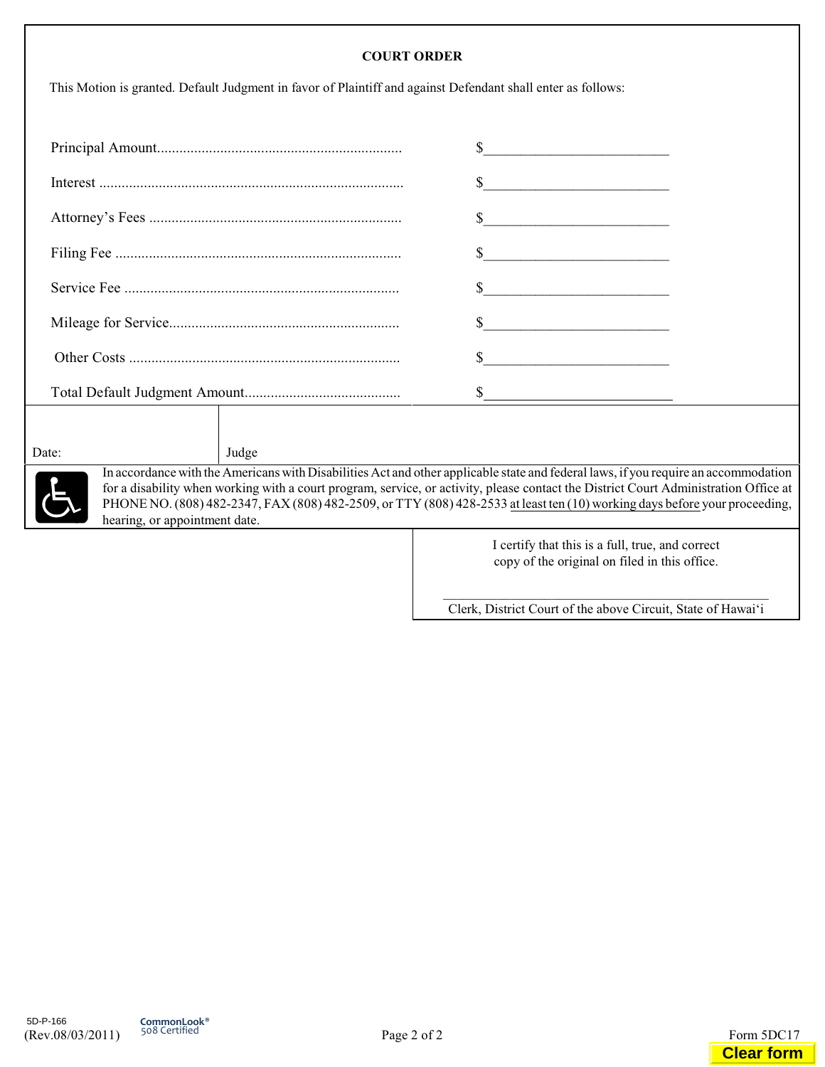**COURT ORDER**

This Motion is granted. Default Judgment in favor of Plaintiff and against Defendant shall enter as follows:

| | |
|---|---|
| Principal Amount.................................................................. | $\_\_\_\_\_\_\_\_\_\_\_\_\_\_\_\_\_\_\_\_\_\_\_\_\_ |
| Interest .................................................................................. | $\_\_\_\_\_\_\_\_\_\_\_\_\_\_\_\_\_\_\_\_\_\_\_\_\_ |
| Attorney's Fees .................................................................... | $\_\_\_\_\_\_\_\_\_\_\_\_\_\_\_\_\_\_\_\_\_\_\_\_\_ |
| Filing Fee ............................................................................. | $\_\_\_\_\_\_\_\_\_\_\_\_\_\_\_\_\_\_\_\_\_\_\_\_\_ |
| Service Fee .......................................................................... | $\_\_\_\_\_\_\_\_\_\_\_\_\_\_\_\_\_\_\_\_\_\_\_\_\_ |
| Mileage for Service............................................................. | $\_\_\_\_\_\_\_\_\_\_\_\_\_\_\_\_\_\_\_\_\_\_\_\_\_ |
| Other Costs ......................................................................... | $\_\_\_\_\_\_\_\_\_\_\_\_\_\_\_\_\_\_\_\_\_\_\_\_\_ |
| Total Default Judgment Amount.......................................... | $\_\_\_\_\_\_\_\_\_\_\_\_\_\_\_\_\_\_\_\_\_\_\_\_\_ |

| | |
|---|---|
| Date: | Judge |

In accordance with the Americans with Disabilities Act and other applicable state and federal laws, if you require an accommodation for a disability when working with a court program, service, or activity, please contact the District Court Administration Office at PHONE NO. (808) 482-2347, FAX (808) 482-2509, or TTY (808) 428-2533 at least ten (10) working days before your proceeding, hearing, or appointment date.

I certify that this is a full, true, and correct copy of the original on filed in this office.

\_\_\_\_\_\_\_\_\_\_\_\_\_\_\_\_\_\_\_\_\_\_\_\_\_\_\_\_\_\_\_\_\_\_\_\_\_\_\_\_

Clerk, District Court of the above Circuit, State of Hawai‘i

5D-P-166
(Rev.08/03/2011)

CommonLook®
508 Certified

Form 5DC17

Clear form